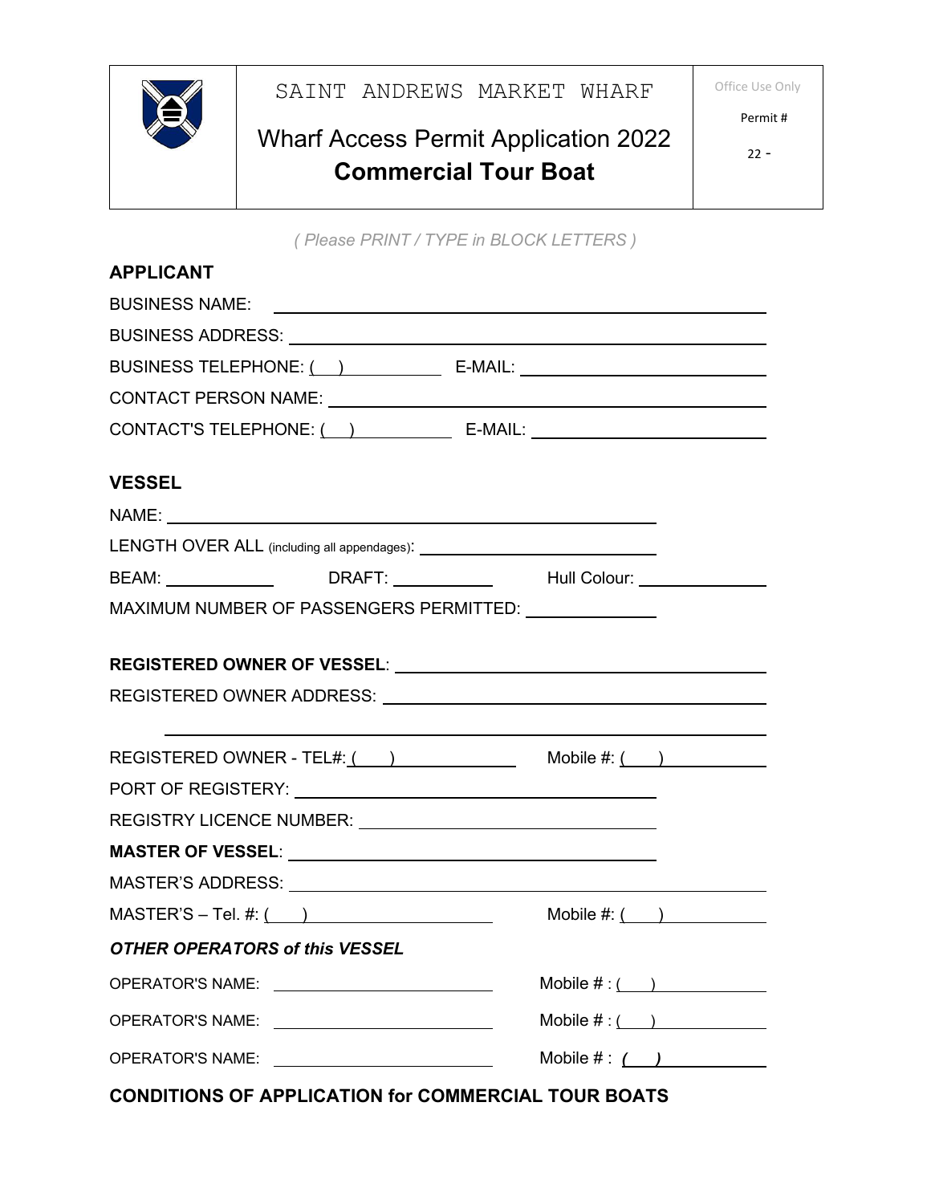| | SAINT ANDREWS MARKET WHARF<br>Wharf Access Permit Application 2022<br>**Commercial Tour Boat** | Office Use Only<br>Permit #<br>22 - |
|---|---|---|

*( Please PRINT / TYPE in BLOCK LETTERS )*

## APPLICANT

BUSINESS NAME: ______________________________

BUSINESS ADDRESS: ______________________________

BUSINESS TELEPHONE: (   ) __________ E-MAIL: ______________________________

CONTACT PERSON NAME: ______________________________

CONTACT'S TELEPHONE: (   ) __________ E-MAIL: ______________________________

## VESSEL

NAME: ______________________________

LENGTH OVER ALL (including all appendages): ______________________________

BEAM: __________ DRAFT: __________ Hull Colour: __________

MAXIMUM NUMBER OF PASSENGERS PERMITTED: __________

**REGISTERED OWNER OF VESSEL**: ______________________________

REGISTERED OWNER ADDRESS: ______________________________

______________________________

REGISTERED OWNER - TEL#: (   ) __________ Mobile #: (   ) __________

PORT OF REGISTERY: ______________________________

REGISTRY LICENCE NUMBER: ______________________________

**MASTER OF VESSEL**: ______________________________

MASTER'S ADDRESS: ______________________________

MASTER'S – Tel. #: (   ) __________ Mobile #: (   ) __________

***OTHER OPERATORS of this VESSEL***

OPERATOR'S NAME: ______________________________ Mobile # : (   ) __________

OPERATOR'S NAME: ______________________________ Mobile # : (   ) __________

OPERATOR'S NAME: ______________________________ Mobile # : (   ) __________

## CONDITIONS OF APPLICATION for COMMERCIAL TOUR BOATS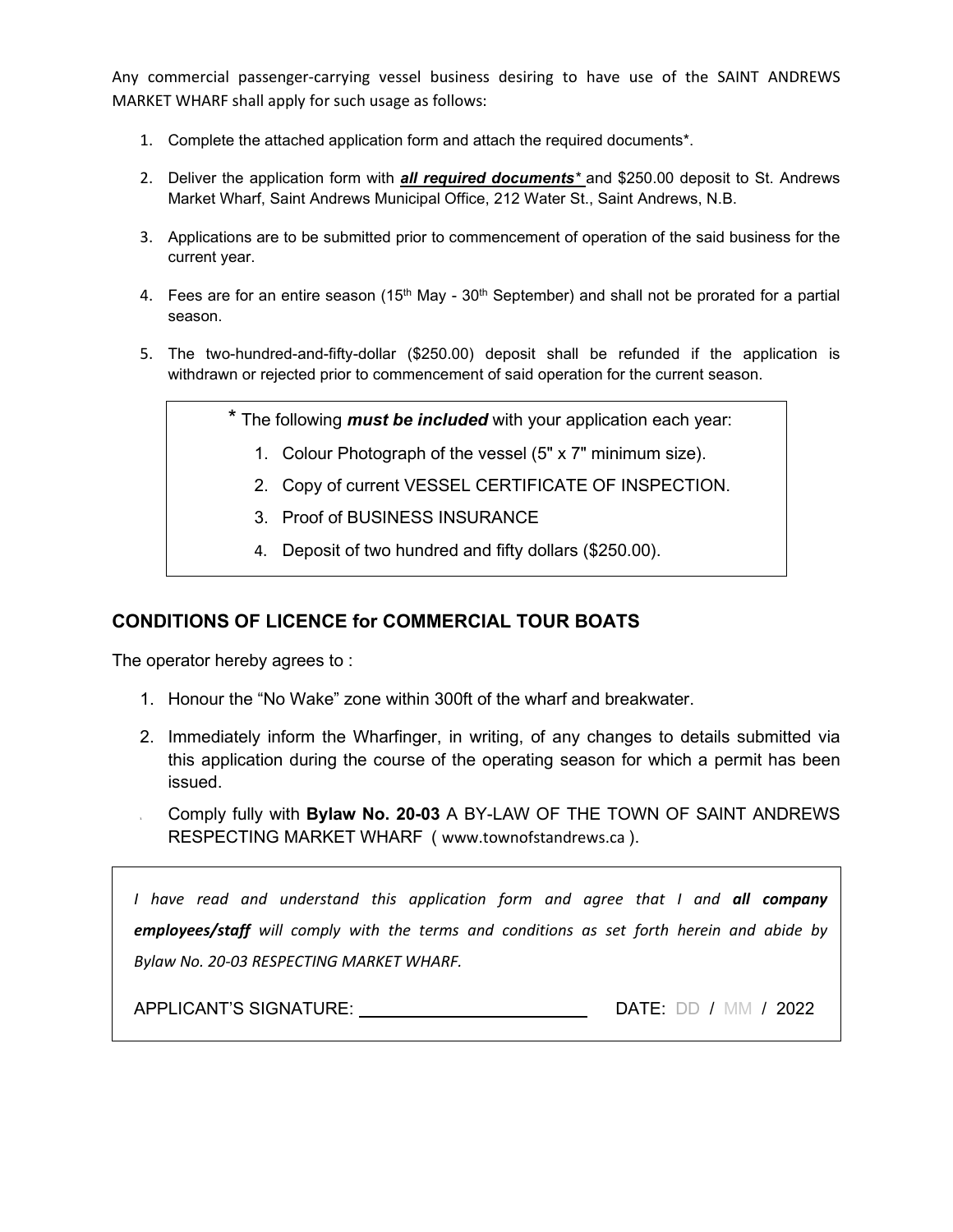Any commercial passenger-carrying vessel business desiring to have use of the SAINT ANDREWS MARKET WHARF shall apply for such usage as follows:

1. Complete the attached application form and attach the required documents*.
2. Deliver the application form with ***all required documents**** and $250.00 deposit to St. Andrews Market Wharf, Saint Andrews Municipal Office, 212 Water St., Saint Andrews, N.B.
3. Applications are to be submitted prior to commencement of operation of the said business for the current year.
4. Fees are for an entire season (15th May - 30th September) and shall not be prorated for a partial season.
5. The two-hundred-and-fifty-dollar ($250.00) deposit shall be refunded if the application is withdrawn or rejected prior to commencement of said operation for the current season.

\* The following ***must be included*** with your application each year:

1. Colour Photograph of the vessel (5" x 7" minimum size).
2. Copy of current VESSEL CERTIFICATE OF INSPECTION.
3. Proof of BUSINESS INSURANCE
4. Deposit of two hundred and fifty dollars ($250.00).

## CONDITIONS OF LICENCE for COMMERCIAL TOUR BOATS

The operator hereby agrees to :

1. Honour the "No Wake" zone within 300ft of the wharf and breakwater.
2. Immediately inform the Wharfinger, in writing, of any changes to details submitted via this application during the course of the operating season for which a permit has been issued.
3. Comply fully with **Bylaw No. 20-03** A BY-LAW OF THE TOWN OF SAINT ANDREWS RESPECTING MARKET WHARF ( www.townofstandrews.ca ).

*I have read and understand this application form and agree that I and **all company employees/staff** will comply with the terms and conditions as set forth herein and abide by Bylaw No. 20-03 RESPECTING MARKET WHARF.*

APPLICANT'S SIGNATURE: ________________________ DATE: DD / MM / 2022